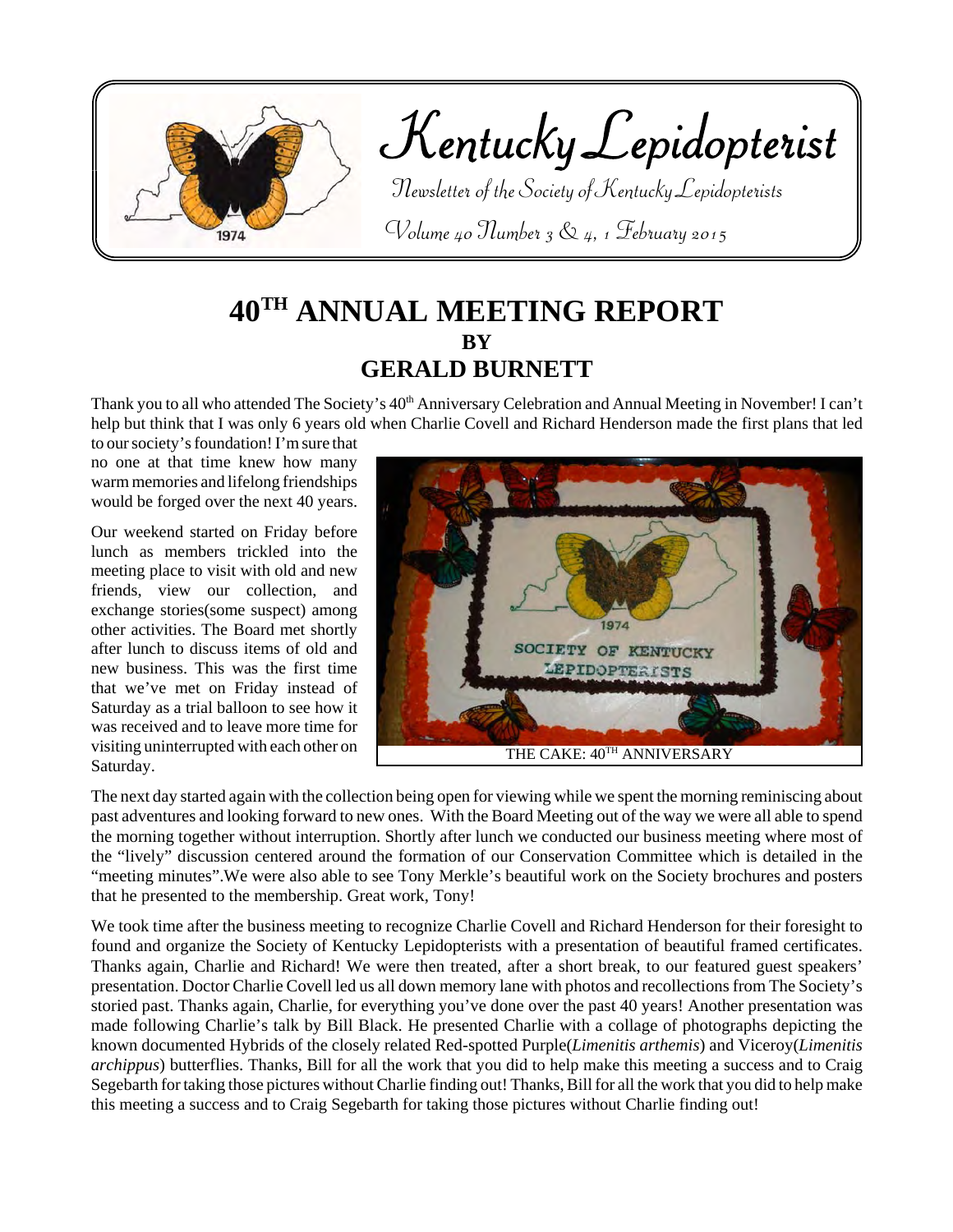# Kentucky Lepidopterist

Newsletter of the Society of Kentucky Lepidopterists

Volume 40 Number 3 & 4, 1 February 2015

## 40TH ANNUAL MEETING REPORT
### BY
### GERALD BURNETT

Thank you to all who attended The Society's 40th Anniversary Celebration and Annual Meeting in November! I can't help but think that I was only 6 years old when Charlie Covell and Richard Henderson made the first plans that led to our society's foundation! I'm sure that no one at that time knew how many warm memories and lifelong friendships would be forged over the next 40 years.

Our weekend started on Friday before lunch as members trickled into the meeting place to visit with old and new friends, view our collection, and exchange stories(some suspect) among other activities. The Board met shortly after lunch to discuss items of old and new business. This was the first time that we've met on Friday instead of Saturday as a trial balloon to see how it was received and to leave more time for visiting uninterrupted with each other on Saturday.

THE CAKE: 40TH ANNIVERSARY

The next day started again with the collection being open for viewing while we spent the morning reminiscing about past adventures and looking forward to new ones. With the Board Meeting out of the way we were all able to spend the morning together without interruption. Shortly after lunch we conducted our business meeting where most of the "lively" discussion centered around the formation of our Conservation Committee which is detailed in the "meeting minutes".We were also able to see Tony Merkle's beautiful work on the Society brochures and posters that he presented to the membership. Great work, Tony!

We took time after the business meeting to recognize Charlie Covell and Richard Henderson for their foresight to found and organize the Society of Kentucky Lepidopterists with a presentation of beautiful framed certificates. Thanks again, Charlie and Richard! We were then treated, after a short break, to our featured guest speakers' presentation. Doctor Charlie Covell led us all down memory lane with photos and recollections from The Society's storied past. Thanks again, Charlie, for everything you've done over the past 40 years! Another presentation was made following Charlie's talk by Bill Black. He presented Charlie with a collage of photographs depicting the known documented Hybrids of the closely related Red-spotted Purple(*Limenitis arthemis*) and Viceroy(*Limenitis archippus*) butterflies. Thanks, Bill for all the work that you did to help make this meeting a success and to Craig Segebarth for taking those pictures without Charlie finding out! Thanks, Bill for all the work that you did to help make this meeting a success and to Craig Segebarth for taking those pictures without Charlie finding out!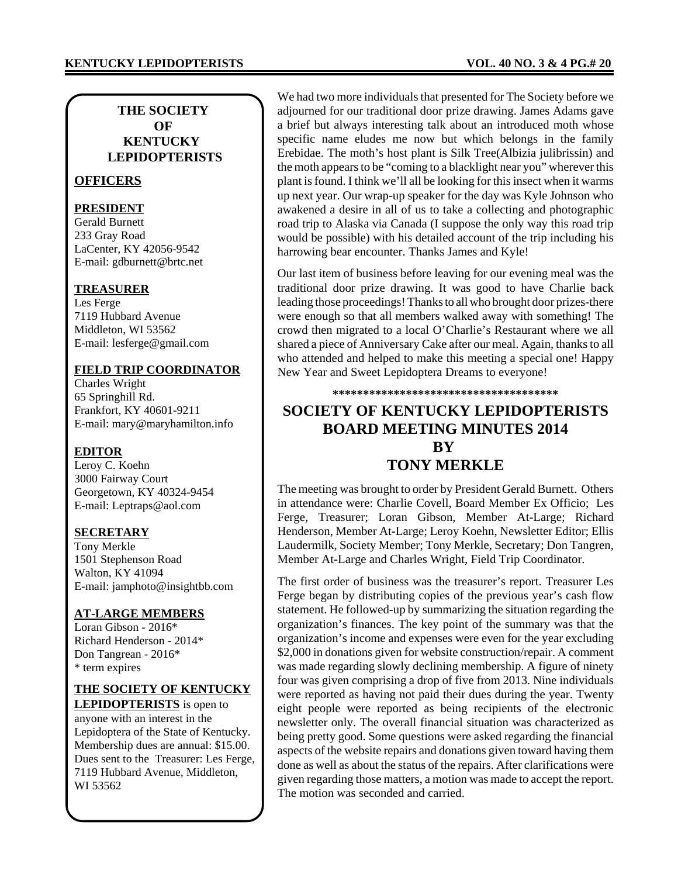## THE SOCIETY OF KENTUCKY LEPIDOPTERISTS

### OFFICERS

**PRESIDENT**
Gerald Burnett
233 Gray Road
LaCenter, KY 42056-9542
E-mail: gdburnett@brtc.net

**TREASURER**
Les Ferge
7119 Hubbard Avenue
Middleton, WI 53562
E-mail: lesferge@gmail.com

**FIELD TRIP COORDINATOR**
Charles Wright
65 Springhill Rd.
Frankfort, KY 40601-9211
E-mail: mary@maryhamilton.info

**EDITOR**
Leroy C. Koehn
3000 Fairway Court
Georgetown, KY 40324-9454
E-mail: Leptraps@aol.com

**SECRETARY**
Tony Merkle
1501 Stephenson Road
Walton, KY 41094
E-mail: jamphoto@insightbb.com

**AT-LARGE MEMBERS**
Loran Gibson - 2016*
Richard Henderson - 2014*
Don Tangrean - 2016*
* term expires

**THE SOCIETY OF KENTUCKY LEPIDOPTERISTS** is open to anyone with an interest in the Lepidoptera of the State of Kentucky. Membership dues are annual: $15.00. Dues sent to the Treasurer: Les Ferge, 7119 Hubbard Avenue, Middleton, WI 53562

We had two more individuals that presented for The Society before we adjourned for our traditional door prize drawing. James Adams gave a brief but always interesting talk about an introduced moth whose specific name eludes me now but which belongs in the family Erebidae. The moth's host plant is Silk Tree(Albizia julibrissin) and the moth appears to be "coming to a blacklight near you" wherever this plant is found. I think we'll all be looking for this insect when it warms up next year. Our wrap-up speaker for the day was Kyle Johnson who awakened a desire in all of us to take a collecting and photographic road trip to Alaska via Canada (I suppose the only way this road trip would be possible) with his detailed account of the trip including his harrowing bear encounter. Thanks James and Kyle!

Our last item of business before leaving for our evening meal was the traditional door prize drawing. It was good to have Charlie back leading those proceedings! Thanks to all who brought door prizes-there were enough so that all members walked away with something! The crowd then migrated to a local O'Charlie's Restaurant where we all shared a piece of Anniversary Cake after our meal. Again, thanks to all who attended and helped to make this meeting a special one! Happy New Year and Sweet Lepidoptera Dreams to everyone!

**************************************

## SOCIETY OF KENTUCKY LEPIDOPTERISTS BOARD MEETING MINUTES 2014 BY TONY MERKLE

The meeting was brought to order by President Gerald Burnett. Others in attendance were: Charlie Covell, Board Member Ex Officio; Les Ferge, Treasurer; Loran Gibson, Member At-Large; Richard Henderson, Member At-Large; Leroy Koehn, Newsletter Editor; Ellis Laudermilk, Society Member; Tony Merkle, Secretary; Don Tangren, Member At-Large and Charles Wright, Field Trip Coordinator.

The first order of business was the treasurer's report. Treasurer Les Ferge began by distributing copies of the previous year's cash flow statement. He followed-up by summarizing the situation regarding the organization's finances. The key point of the summary was that the organization's income and expenses were even for the year excluding $2,000 in donations given for website construction/repair. A comment was made regarding slowly declining membership. A figure of ninety four was given comprising a drop of five from 2013. Nine individuals were reported as having not paid their dues during the year. Twenty eight people were reported as being recipients of the electronic newsletter only. The overall financial situation was characterized as being pretty good. Some questions were asked regarding the financial aspects of the website repairs and donations given toward having them done as well as about the status of the repairs. After clarifications were given regarding those matters, a motion was made to accept the report. The motion was seconded and carried.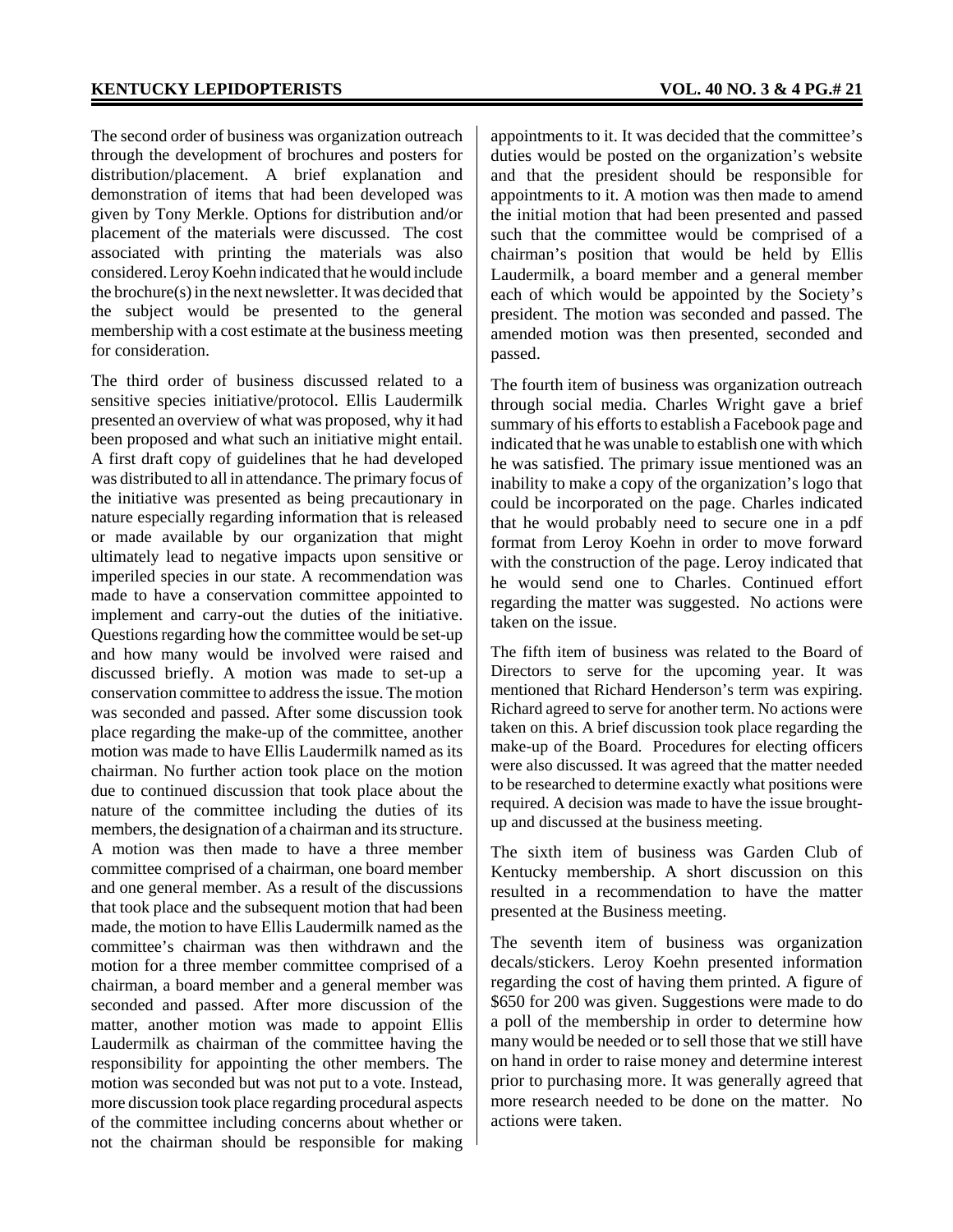The second order of business was organization outreach through the development of brochures and posters for distribution/placement. A brief explanation and demonstration of items that had been developed was given by Tony Merkle. Options for distribution and/or placement of the materials were discussed. The cost associated with printing the materials was also considered. Leroy Koehn indicated that he would include the brochure(s) in the next newsletter. It was decided that the subject would be presented to the general membership with a cost estimate at the business meeting for consideration.

The third order of business discussed related to a sensitive species initiative/protocol. Ellis Laudermilk presented an overview of what was proposed, why it had been proposed and what such an initiative might entail. A first draft copy of guidelines that he had developed was distributed to all in attendance. The primary focus of the initiative was presented as being precautionary in nature especially regarding information that is released or made available by our organization that might ultimately lead to negative impacts upon sensitive or imperiled species in our state. A recommendation was made to have a conservation committee appointed to implement and carry-out the duties of the initiative. Questions regarding how the committee would be set-up and how many would be involved were raised and discussed briefly. A motion was made to set-up a conservation committee to address the issue. The motion was seconded and passed. After some discussion took place regarding the make-up of the committee, another motion was made to have Ellis Laudermilk named as its chairman. No further action took place on the motion due to continued discussion that took place about the nature of the committee including the duties of its members, the designation of a chairman and its structure. A motion was then made to have a three member committee comprised of a chairman, one board member and one general member. As a result of the discussions that took place and the subsequent motion that had been made, the motion to have Ellis Laudermilk named as the committee's chairman was then withdrawn and the motion for a three member committee comprised of a chairman, a board member and a general member was seconded and passed. After more discussion of the matter, another motion was made to appoint Ellis Laudermilk as chairman of the committee having the responsibility for appointing the other members. The motion was seconded but was not put to a vote. Instead, more discussion took place regarding procedural aspects of the committee including concerns about whether or not the chairman should be responsible for making appointments to it. It was decided that the committee's duties would be posted on the organization's website and that the president should be responsible for appointments to it. A motion was then made to amend the initial motion that had been presented and passed such that the committee would be comprised of a chairman's position that would be held by Ellis Laudermilk, a board member and a general member each of which would be appointed by the Society's president. The motion was seconded and passed. The amended motion was then presented, seconded and passed.

The fourth item of business was organization outreach through social media. Charles Wright gave a brief summary of his efforts to establish a Facebook page and indicated that he was unable to establish one with which he was satisfied. The primary issue mentioned was an inability to make a copy of the organization's logo that could be incorporated on the page. Charles indicated that he would probably need to secure one in a pdf format from Leroy Koehn in order to move forward with the construction of the page. Leroy indicated that he would send one to Charles. Continued effort regarding the matter was suggested. No actions were taken on the issue.

The fifth item of business was related to the Board of Directors to serve for the upcoming year. It was mentioned that Richard Henderson's term was expiring. Richard agreed to serve for another term. No actions were taken on this. A brief discussion took place regarding the make-up of the Board. Procedures for electing officers were also discussed. It was agreed that the matter needed to be researched to determine exactly what positions were required. A decision was made to have the issue brought-up and discussed at the business meeting.

The sixth item of business was Garden Club of Kentucky membership. A short discussion on this resulted in a recommendation to have the matter presented at the Business meeting.

The seventh item of business was organization decals/stickers. Leroy Koehn presented information regarding the cost of having them printed. A figure of $650 for 200 was given. Suggestions were made to do a poll of the membership in order to determine how many would be needed or to sell those that we still have on hand in order to raise money and determine interest prior to purchasing more. It was generally agreed that more research needed to be done on the matter. No actions were taken.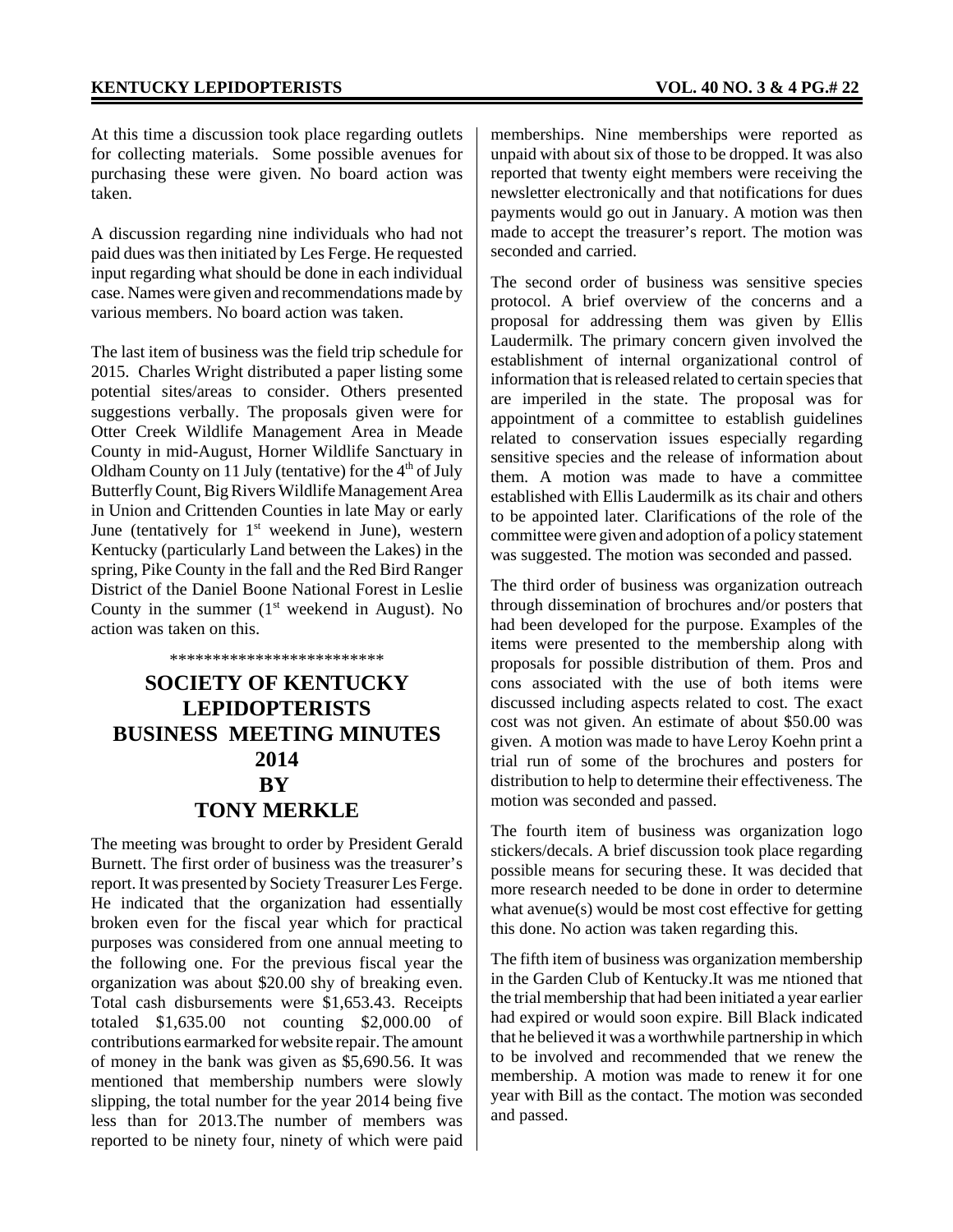At this time a discussion took place regarding outlets for collecting materials. Some possible avenues for purchasing these were given. No board action was taken.

A discussion regarding nine individuals who had not paid dues was then initiated by Les Ferge. He requested input regarding what should be done in each individual case. Names were given and recommendations made by various members. No board action was taken.

The last item of business was the field trip schedule for 2015. Charles Wright distributed a paper listing some potential sites/areas to consider. Others presented suggestions verbally. The proposals given were for Otter Creek Wildlife Management Area in Meade County in mid-August, Horner Wildlife Sanctuary in Oldham County on 11 July (tentative) for the 4th of July Butterfly Count, Big Rivers Wildlife Management Area in Union and Crittenden Counties in late May or early June (tentatively for 1st weekend in June), western Kentucky (particularly Land between the Lakes) in the spring, Pike County in the fall and the Red Bird Ranger District of the Daniel Boone National Forest in Leslie County in the summer (1st weekend in August). No action was taken on this.

*************************

# SOCIETY OF KENTUCKY LEPIDOPTERISTS BUSINESS MEETING MINUTES 2014 BY TONY MERKLE

The meeting was brought to order by President Gerald Burnett. The first order of business was the treasurer's report. It was presented by Society Treasurer Les Ferge. He indicated that the organization had essentially broken even for the fiscal year which for practical purposes was considered from one annual meeting to the following one. For the previous fiscal year the organization was about $20.00 shy of breaking even. Total cash disbursements were $1,653.43. Receipts totaled $1,635.00 not counting $2,000.00 of contributions earmarked for website repair. The amount of money in the bank was given as $5,690.56. It was mentioned that membership numbers were slowly slipping, the total number for the year 2014 being five less than for 2013.The number of members was reported to be ninety four, ninety of which were paid memberships. Nine memberships were reported as unpaid with about six of those to be dropped. It was also reported that twenty eight members were receiving the newsletter electronically and that notifications for dues payments would go out in January. A motion was then made to accept the treasurer's report. The motion was seconded and carried.

The second order of business was sensitive species protocol. A brief overview of the concerns and a proposal for addressing them was given by Ellis Laudermilk. The primary concern given involved the establishment of internal organizational control of information that is released related to certain species that are imperiled in the state. The proposal was for appointment of a committee to establish guidelines related to conservation issues especially regarding sensitive species and the release of information about them. A motion was made to have a committee established with Ellis Laudermilk as its chair and others to be appointed later. Clarifications of the role of the committee were given and adoption of a policy statement was suggested. The motion was seconded and passed.

The third order of business was organization outreach through dissemination of brochures and/or posters that had been developed for the purpose. Examples of the items were presented to the membership along with proposals for possible distribution of them. Pros and cons associated with the use of both items were discussed including aspects related to cost. The exact cost was not given. An estimate of about $50.00 was given. A motion was made to have Leroy Koehn print a trial run of some of the brochures and posters for distribution to help to determine their effectiveness. The motion was seconded and passed.

The fourth item of business was organization logo stickers/decals. A brief discussion took place regarding possible means for securing these. It was decided that more research needed to be done in order to determine what avenue(s) would be most cost effective for getting this done. No action was taken regarding this.

The fifth item of business was organization membership in the Garden Club of Kentucky.It was me ntioned that the trial membership that had been initiated a year earlier had expired or would soon expire. Bill Black indicated that he believed it was a worthwhile partnership in which to be involved and recommended that we renew the membership. A motion was made to renew it for one year with Bill as the contact. The motion was seconded and passed.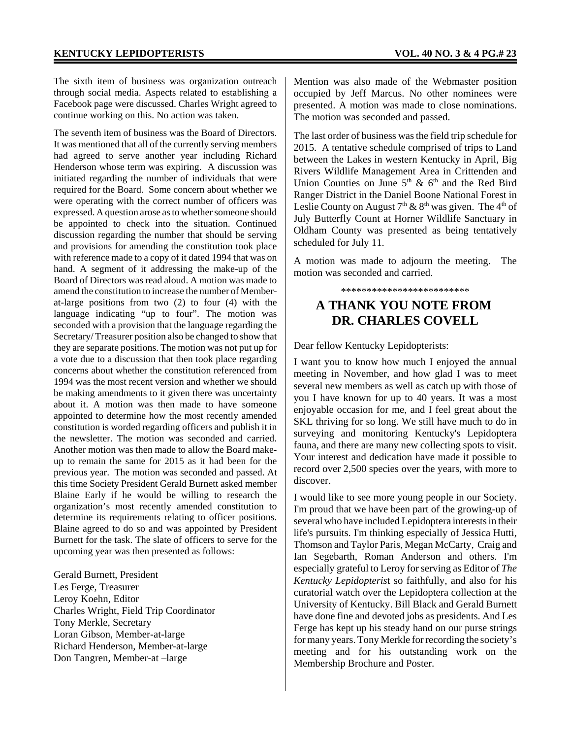The sixth item of business was organization outreach through social media. Aspects related to establishing a Facebook page were discussed. Charles Wright agreed to continue working on this. No action was taken.

The seventh item of business was the Board of Directors. It was mentioned that all of the currently serving members had agreed to serve another year including Richard Henderson whose term was expiring. A discussion was initiated regarding the number of individuals that were required for the Board. Some concern about whether we were operating with the correct number of officers was expressed. A question arose as to whether someone should be appointed to check into the situation. Continued discussion regarding the number that should be serving and provisions for amending the constitution took place with reference made to a copy of it dated 1994 that was on hand. A segment of it addressing the make-up of the Board of Directors was read aloud. A motion was made to amend the constitution to increase the number of Member-at-large positions from two (2) to four (4) with the language indicating "up to four". The motion was seconded with a provision that the language regarding the Secretary/ Treasurer position also be changed to show that they are separate positions. The motion was not put up for a vote due to a discussion that then took place regarding concerns about whether the constitution referenced from 1994 was the most recent version and whether we should be making amendments to it given there was uncertainty about it. A motion was then made to have someone appointed to determine how the most recently amended constitution is worded regarding officers and publish it in the newsletter. The motion was seconded and carried. Another motion was then made to allow the Board make-up to remain the same for 2015 as it had been for the previous year. The motion was seconded and passed. At this time Society President Gerald Burnett asked member Blaine Early if he would be willing to research the organization's most recently amended constitution to determine its requirements relating to officer positions. Blaine agreed to do so and was appointed by President Burnett for the task. The slate of officers to serve for the upcoming year was then presented as follows:

Gerald Burnett, President
Les Ferge, Treasurer
Leroy Koehn, Editor
Charles Wright, Field Trip Coordinator
Tony Merkle, Secretary
Loran Gibson, Member-at-large
Richard Henderson, Member-at-large
Don Tangren, Member-at –large

Mention was also made of the Webmaster position occupied by Jeff Marcus. No other nominees were presented. A motion was made to close nominations. The motion was seconded and passed.

The last order of business was the field trip schedule for 2015. A tentative schedule comprised of trips to Land between the Lakes in western Kentucky in April, Big Rivers Wildlife Management Area in Crittenden and Union Counties on June 5th & 6th and the Red Bird Ranger District in the Daniel Boone National Forest in Leslie County on August 7th & 8th was given. The 4th of July Butterfly Count at Horner Wildlife Sanctuary in Oldham County was presented as being tentatively scheduled for July 11.

A motion was made to adjourn the meeting. The motion was seconded and carried.

*************************

# A THANK YOU NOTE FROM DR. CHARLES COVELL

Dear fellow Kentucky Lepidopterists:

I want you to know how much I enjoyed the annual meeting in November, and how glad I was to meet several new members as well as catch up with those of you I have known for up to 40 years. It was a most enjoyable occasion for me, and I feel great about the SKL thriving for so long. We still have much to do in surveying and monitoring Kentucky's Lepidoptera fauna, and there are many new collecting spots to visit. Your interest and dedication have made it possible to record over 2,500 species over the years, with more to discover.

I would like to see more young people in our Society. I'm proud that we have been part of the growing-up of several who have included Lepidoptera interests in their life's pursuits. I'm thinking especially of Jessica Hutti, Thomson and Taylor Paris, Megan McCarty, Craig and Ian Segebarth, Roman Anderson and others. I'm especially grateful to Leroy for serving as Editor of *The Kentucky Lepidopterist* so faithfully, and also for his curatorial watch over the Lepidoptera collection at the University of Kentucky. Bill Black and Gerald Burnett have done fine and devoted jobs as presidents. And Les Ferge has kept up his steady hand on our purse strings for many years. Tony Merkle for recording the society's meeting and for his outstanding work on the Membership Brochure and Poster.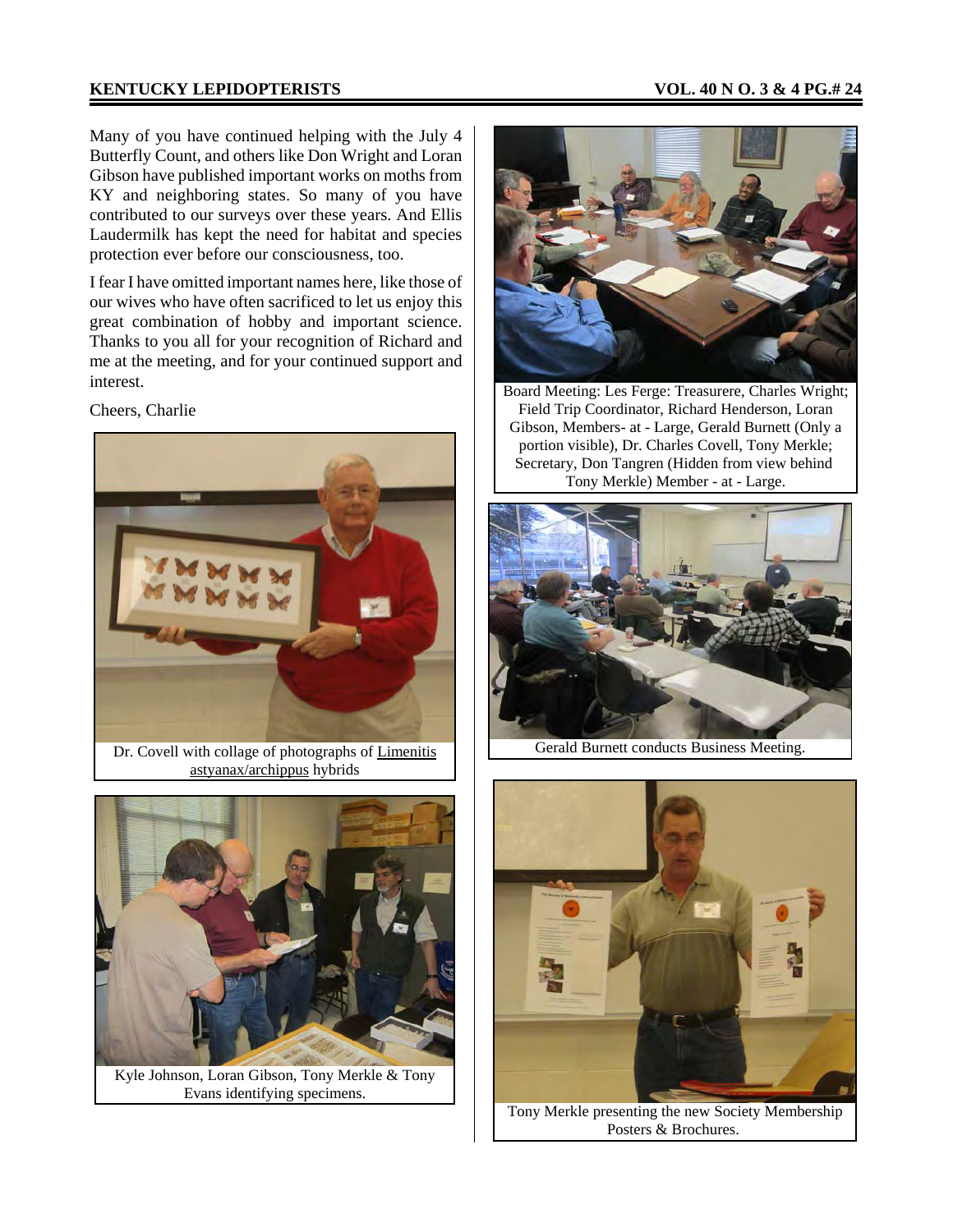Many of you have continued helping with the July 4 Butterfly Count, and others like Don Wright and Loran Gibson have published important works on moths from KY and neighboring states. So many of you have contributed to our surveys over these years. And Ellis Laudermilk has kept the need for habitat and species protection ever before our consciousness, too.

I fear I have omitted important names here, like those of our wives who have often sacrificed to let us enjoy this great combination of hobby and important science. Thanks to you all for your recognition of Richard and me at the meeting, and for your continued support and interest.

Cheers, Charlie

Dr. Covell with collage of photographs of Limenitis astyanax/archippus hybrids

Kyle Johnson, Loran Gibson, Tony Merkle & Tony Evans identifying specimens.

Board Meeting: Les Ferge: Treasurere, Charles Wright; Field Trip Coordinator, Richard Henderson, Loran Gibson, Members- at - Large, Gerald Burnett (Only a portion visible), Dr. Charles Covell, Tony Merkle; Secretary, Don Tangren (Hidden from view behind Tony Merkle) Member - at - Large.

Gerald Burnett conducts Business Meeting.

Tony Merkle presenting the new Society Membership Posters & Brochures.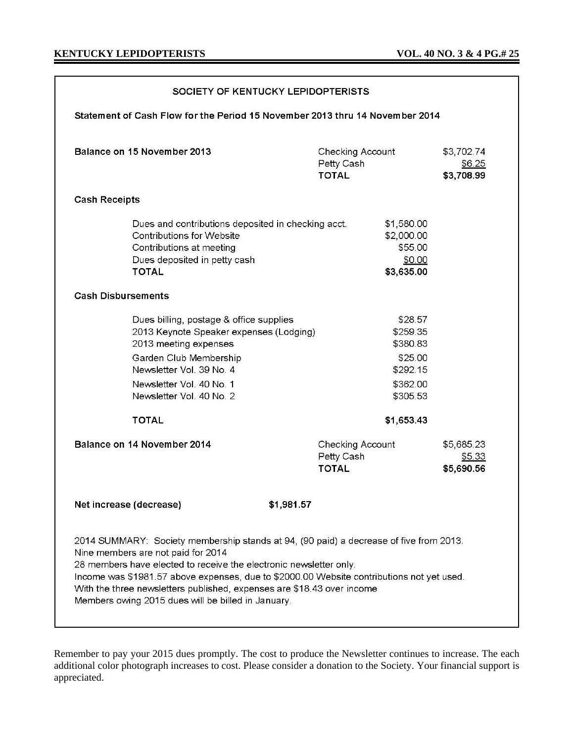## SOCIETY OF KENTUCKY LEPIDOPTERISTS

**Statement of Cash Flow for the Period 15 November 2013 thru 14 November 2014**

| | | |
|---|---|---|
| **Balance on 15 November 2013** | Checking Account | $3,702.74 |
| | Petty Cash | $6.25 |
| | **TOTAL** | **$3,708.99** |

**Cash Receipts**

| | |
|---|---|
| Dues and contributions deposited in checking acct. | $1,580.00 |
| Contributions for Website | $2,000.00 |
| Contributions at meeting | $55.00 |
| Dues deposited in petty cash | $0.00 |
| **TOTAL** | **$3,635.00** |

**Cash Disbursements**

| | |
|---|---|
| Dues billing, postage & office supplies | $28.57 |
| 2013 Keynote Speaker expenses (Lodging) | $259.35 |
| 2013 meeting expenses | $380.83 |
| Garden Club Membership | $25.00 |
| Newsletter Vol. 39 No. 4 | $292.15 |
| Newsletter Vol. 40 No. 1 | $362.00 |
| Newsletter Vol. 40 No. 2 | $305.53 |
| **TOTAL** | **$1,653.43** |

| | | |
|---|---|---|
| **Balance on 14 November 2014** | Checking Account | $5,685.23 |
| | Petty Cash | $5.33 |
| | **TOTAL** | **$5,690.56** |

**Net increase (decrease)** **$1,981.57**

2014 SUMMARY: Society membership stands at 94, (90 paid) a decrease of five from 2013.
Nine members are not paid for 2014
28 members have elected to receive the electronic newsletter only.
Income was $1981.57 above expenses, due to $2000.00 Website contributions not yet used.
With the three newsletters published, expenses are $18.43 over income
Members owing 2015 dues will be billed in January.

Remember to pay your 2015 dues promptly. The cost to produce the Newsletter continues to increase. The each additional color photograph increases to cost. Please consider a donation to the Society. Your financial support is appreciated.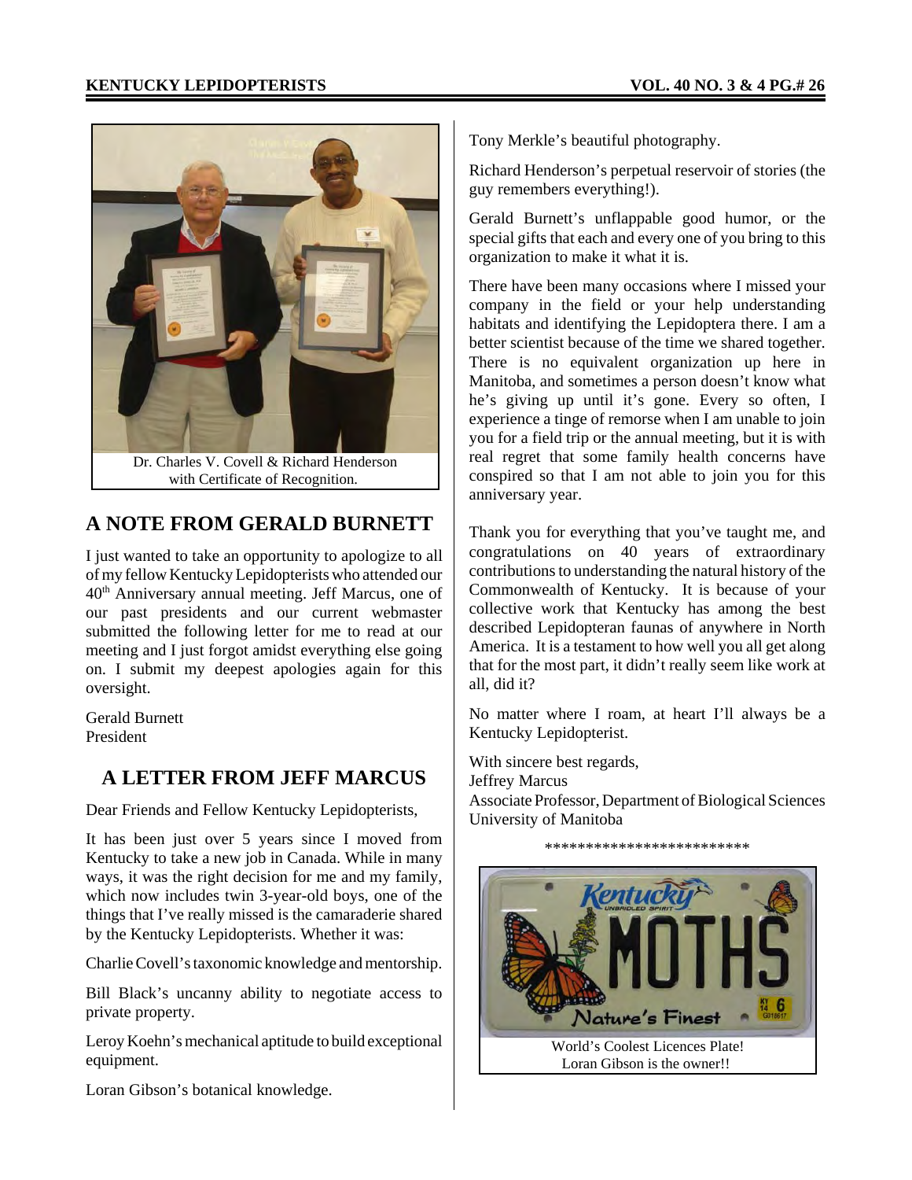Dr. Charles V. Covell & Richard Henderson with Certificate of Recognition.

## A NOTE FROM GERALD BURNETT

I just wanted to take an opportunity to apologize to all of my fellow Kentucky Lepidopterists who attended our 40th Anniversary annual meeting. Jeff Marcus, one of our past presidents and our current webmaster submitted the following letter for me to read at our meeting and I just forgot amidst everything else going on. I submit my deepest apologies again for this oversight.

Gerald Burnett
President

## A LETTER FROM JEFF MARCUS

Dear Friends and Fellow Kentucky Lepidopterists,

It has been just over 5 years since I moved from Kentucky to take a new job in Canada. While in many ways, it was the right decision for me and my family, which now includes twin 3-year-old boys, one of the things that I've really missed is the camaraderie shared by the Kentucky Lepidopterists. Whether it was:

Charlie Covell's taxonomic knowledge and mentorship.

Bill Black's uncanny ability to negotiate access to private property.

Leroy Koehn's mechanical aptitude to build exceptional equipment.

Loran Gibson's botanical knowledge.

Tony Merkle's beautiful photography.

Richard Henderson's perpetual reservoir of stories (the guy remembers everything!).

Gerald Burnett's unflappable good humor, or the special gifts that each and every one of you bring to this organization to make it what it is.

There have been many occasions where I missed your company in the field or your help understanding habitats and identifying the Lepidoptera there. I am a better scientist because of the time we shared together. There is no equivalent organization up here in Manitoba, and sometimes a person doesn't know what he's giving up until it's gone. Every so often, I experience a tinge of remorse when I am unable to join you for a field trip or the annual meeting, but it is with real regret that some family health concerns have conspired so that I am not able to join you for this anniversary year.

Thank you for everything that you've taught me, and congratulations on 40 years of extraordinary contributions to understanding the natural history of the Commonwealth of Kentucky. It is because of your collective work that Kentucky has among the best described Lepidopteran faunas of anywhere in North America. It is a testament to how well you all get along that for the most part, it didn't really seem like work at all, did it?

No matter where I roam, at heart I'll always be a Kentucky Lepidopterist.

With sincere best regards,
Jeffrey Marcus
Associate Professor, Department of Biological Sciences
University of Manitoba

*************************

World's Coolest Licences Plate!
Loran Gibson is the owner!!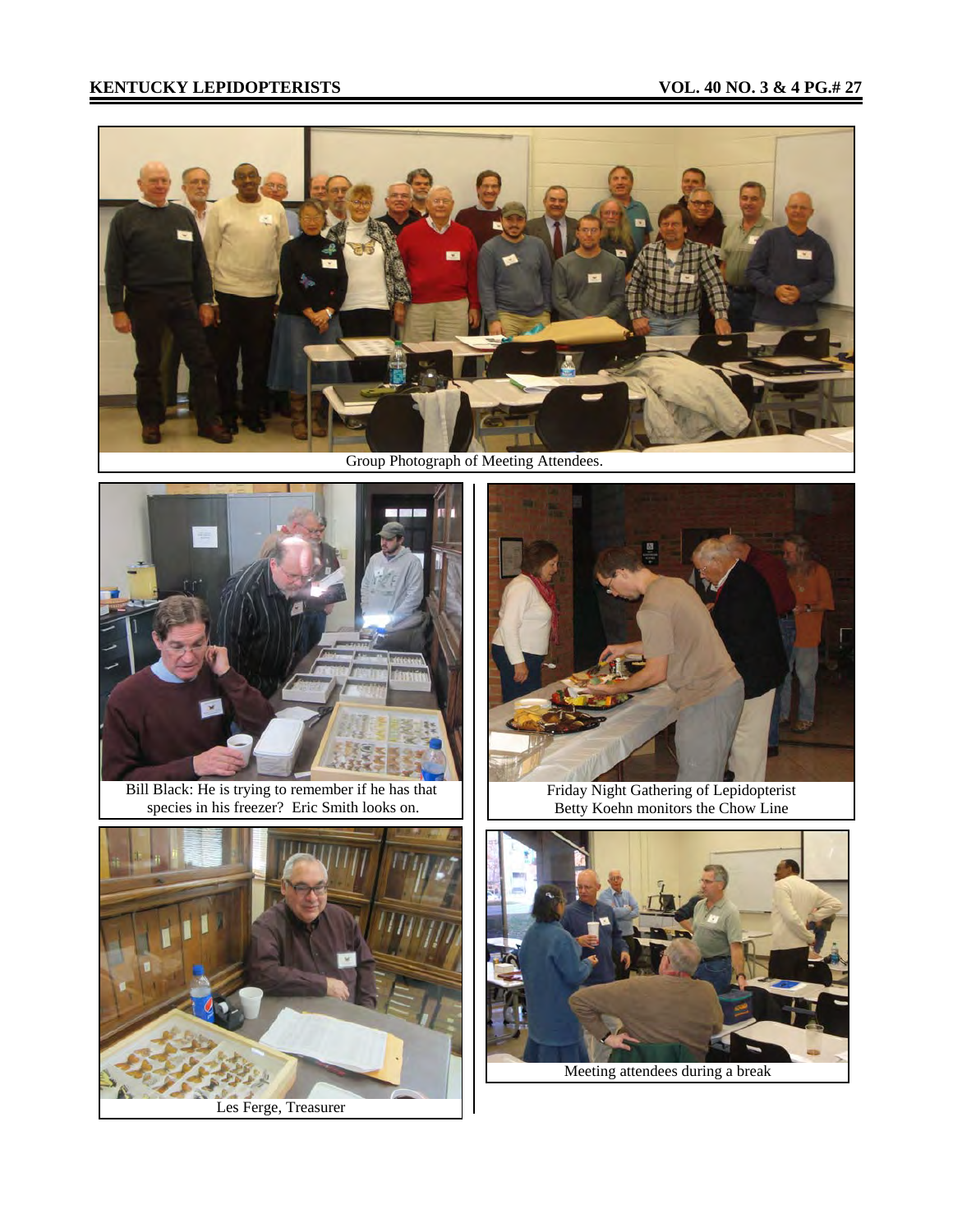Group Photograph of Meeting Attendees.

Bill Black: He is trying to remember if he has that species in his freezer? Eric Smith looks on.

Friday Night Gathering of Lepidopterist
Betty Koehn monitors the Chow Line

Les Ferge, Treasurer

Meeting attendees during a break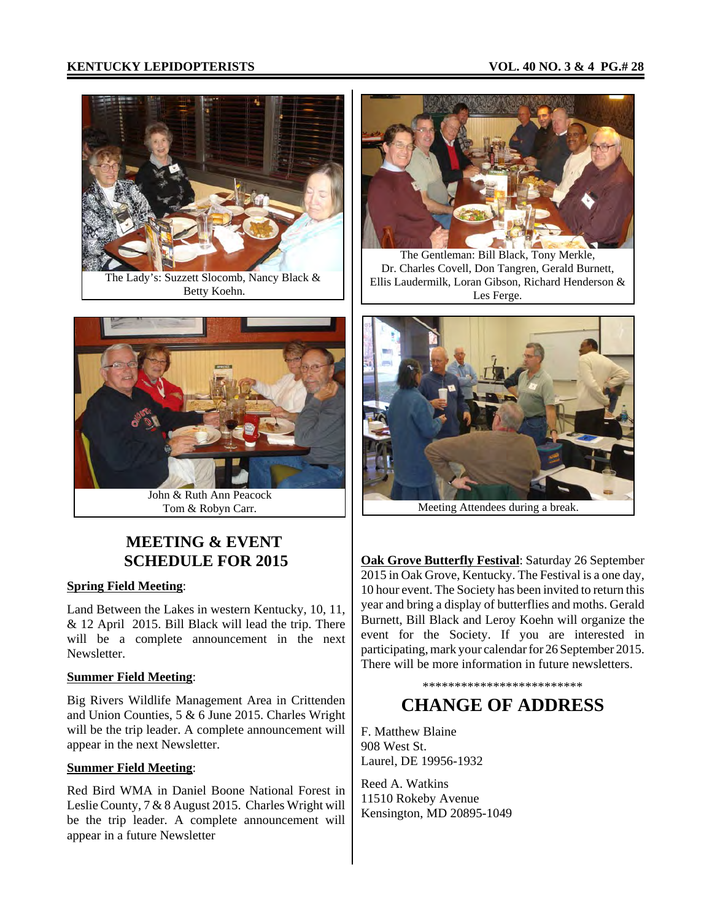The Lady's: Suzzett Slocomb, Nancy Black & Betty Koehn.

The Gentleman: Bill Black, Tony Merkle, Dr. Charles Covell, Don Tangren, Gerald Burnett, Ellis Laudermilk, Loran Gibson, Richard Henderson & Les Ferge.

John & Ruth Ann Peacock
Tom & Robyn Carr.

Meeting Attendees during a break.

## MEETING & EVENT SCHEDULE FOR 2015

**Spring Field Meeting**:

Land Between the Lakes in western Kentucky, 10, 11, & 12 April 2015. Bill Black will lead the trip. There will be a complete announcement in the next Newsletter.

**Summer Field Meeting**:

Big Rivers Wildlife Management Area in Crittenden and Union Counties, 5 & 6 June 2015. Charles Wright will be the trip leader. A complete announcement will appear in the next Newsletter.

**Summer Field Meeting**:

Red Bird WMA in Daniel Boone National Forest in Leslie County, 7 & 8 August 2015. Charles Wright will be the trip leader. A complete announcement will appear in a future Newsletter

**Oak Grove Butterfly Festival**: Saturday 26 September 2015 in Oak Grove, Kentucky. The Festival is a one day, 10 hour event. The Society has been invited to return this year and bring a display of butterflies and moths. Gerald Burnett, Bill Black and Leroy Koehn will organize the event for the Society. If you are interested in participating, mark your calendar for 26 September 2015. There will be more information in future newsletters.

*************************

## CHANGE OF ADDRESS

F. Matthew Blaine
908 West St.
Laurel, DE 19956-1932

Reed A. Watkins
11510 Rokeby Avenue
Kensington, MD 20895-1049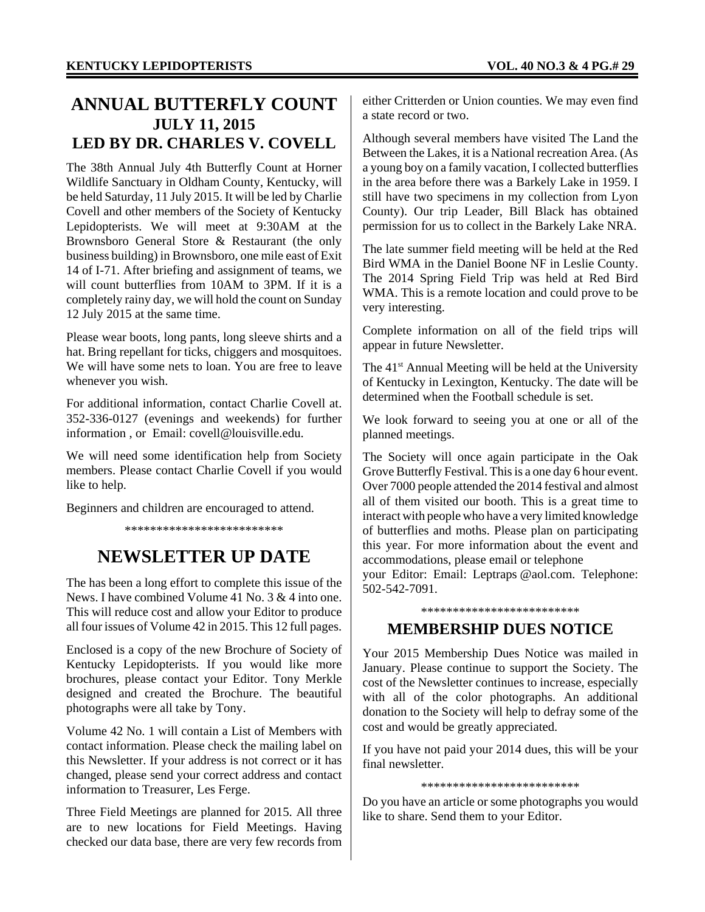# ANNUAL BUTTERFLY COUNT

## JULY 11, 2015

## LED BY DR. CHARLES V. COVELL

The 38th Annual July 4th Butterfly Count at Horner Wildlife Sanctuary in Oldham County, Kentucky, will be held Saturday, 11 July 2015. It will be led by Charlie Covell and other members of the Society of Kentucky Lepidopterists. We will meet at 9:30AM at the Brownsboro General Store & Restaurant (the only business building) in Brownsboro, one mile east of Exit 14 of I-71. After briefing and assignment of teams, we will count butterflies from 10AM to 3PM. If it is a completely rainy day, we will hold the count on Sunday 12 July 2015 at the same time.

Please wear boots, long pants, long sleeve shirts and a hat. Bring repellant for ticks, chiggers and mosquitoes. We will have some nets to loan. You are free to leave whenever you wish.

For additional information, contact Charlie Covell at. 352-336-0127 (evenings and weekends) for further information , or Email: covell@louisville.edu.

We will need some identification help from Society members. Please contact Charlie Covell if you would like to help.

Beginners and children are encouraged to attend.

*************************

# NEWSLETTER UP DATE

The has been a long effort to complete this issue of the News. I have combined Volume 41 No. 3 & 4 into one. This will reduce cost and allow your Editor to produce all four issues of Volume 42 in 2015. This 12 full pages.

Enclosed is a copy of the new Brochure of Society of Kentucky Lepidopterists. If you would like more brochures, please contact your Editor. Tony Merkle designed and created the Brochure. The beautiful photographs were all take by Tony.

Volume 42 No. 1 will contain a List of Members with contact information. Please check the mailing label on this Newsletter. If your address is not correct or it has changed, please send your correct address and contact information to Treasurer, Les Ferge.

Three Field Meetings are planned for 2015. All three are to new locations for Field Meetings. Having checked our data base, there are very few records from either Critterden or Union counties. We may even find a state record or two.

Although several members have visited The Land the Between the Lakes, it is a National recreation Area. (As a young boy on a family vacation, I collected butterflies in the area before there was a Barkely Lake in 1959. I still have two specimens in my collection from Lyon County). Our trip Leader, Bill Black has obtained permission for us to collect in the Barkely Lake NRA.

The late summer field meeting will be held at the Red Bird WMA in the Daniel Boone NF in Leslie County. The 2014 Spring Field Trip was held at Red Bird WMA. This is a remote location and could prove to be very interesting.

Complete information on all of the field trips will appear in future Newsletter.

The 41st Annual Meeting will be held at the University of Kentucky in Lexington, Kentucky. The date will be determined when the Football schedule is set.

We look forward to seeing you at one or all of the planned meetings.

The Society will once again participate in the Oak Grove Butterfly Festival. This is a one day 6 hour event. Over 7000 people attended the 2014 festival and almost all of them visited our booth. This is a great time to interact with people who have a very limited knowledge of butterflies and moths. Please plan on participating this year. For more information about the event and accommodations, please email or telephone

your Editor: Email: Leptraps @aol.com. Telephone: 502-542-7091.

*************************

## MEMBERSHIP DUES NOTICE

Your 2015 Membership Dues Notice was mailed in January. Please continue to support the Society. The cost of the Newsletter continues to increase, especially with all of the color photographs. An additional donation to the Society will help to defray some of the cost and would be greatly appreciated.

If you have not paid your 2014 dues, this will be your final newsletter.

*************************

Do you have an article or some photographs you would like to share. Send them to your Editor.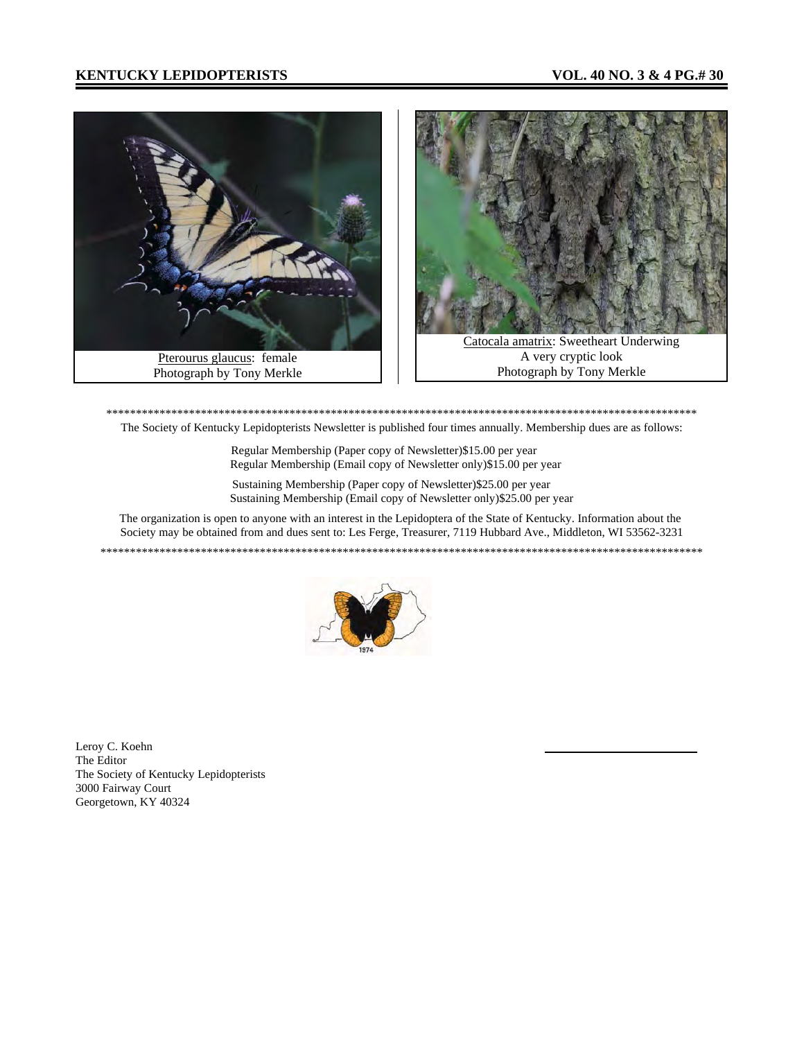Pterourus glaucus: female
Photograph by Tony Merkle

Catocala amatrix: Sweetheart Underwing
A very cryptic look
Photograph by Tony Merkle

*****************************************************************************************************

The Society of Kentucky Lepidopterists Newsletter is published four times annually. Membership dues are as follows:

Regular Membership (Paper copy of Newsletter)$15.00 per year
Regular Membership (Email copy of Newsletter only)$15.00 per year

Sustaining Membership (Paper copy of Newsletter)$25.00 per year
Sustaining Membership (Email copy of Newsletter only)$25.00 per year

The organization is open to anyone with an interest in the Lepidoptera of the State of Kentucky. Information about the Society may be obtained from and dues sent to: Les Ferge, Treasurer, 7119 Hubbard Ave., Middleton, WI 53562-3231

*****************************************************************************************************

1974

Leroy C. Koehn
The Editor
The Society of Kentucky Lepidopterists
3000 Fairway Court
Georgetown, KY 40324